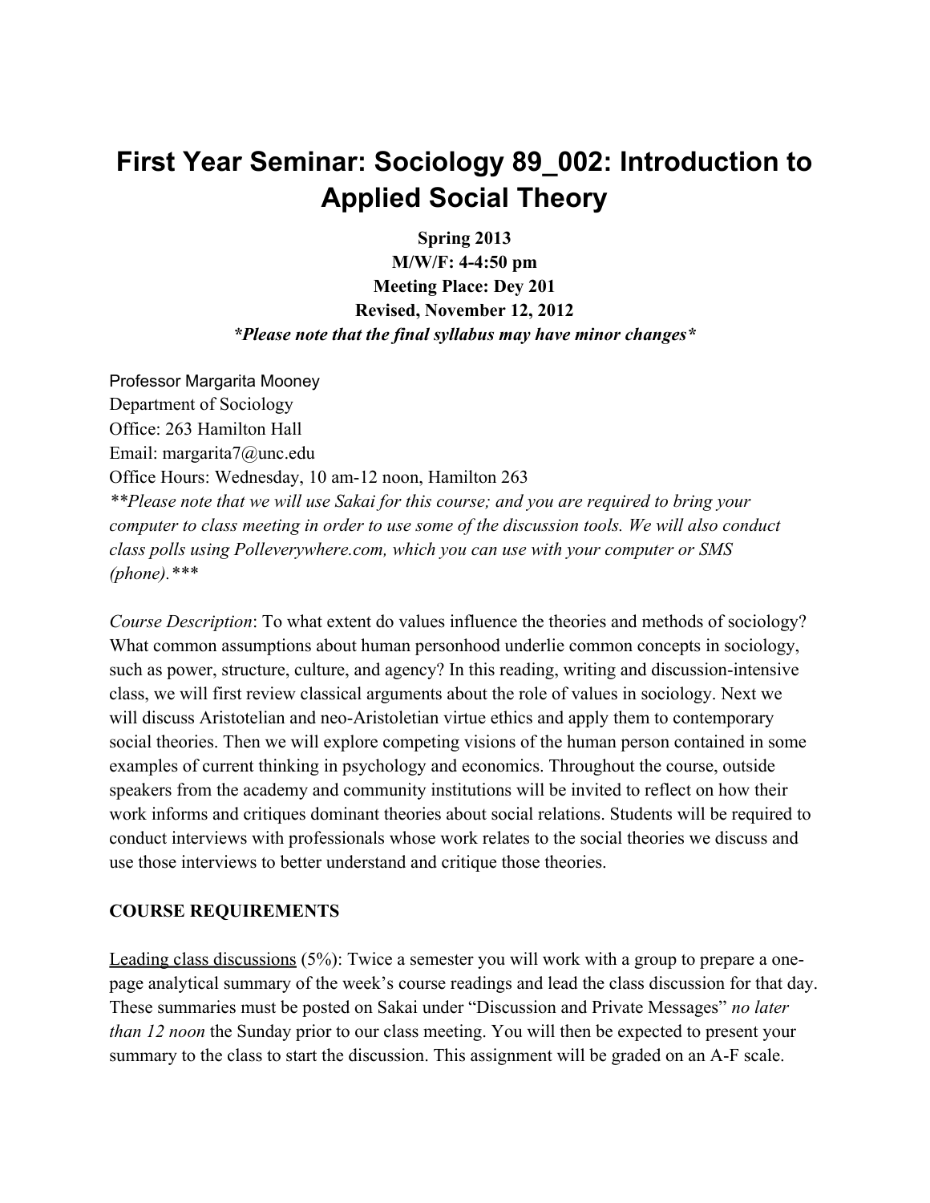# First Year Seminar: Sociology 89_002: Introduction to Applied Social Theory

**Spring 2013**
**M/W/F: 4-4:50 pm**
**Meeting Place: Dey 201**
**Revised, November 12, 2012**
***Please note that the final syllabus may have minor changes***

Professor Margarita Mooney
Department of Sociology
Office: 263 Hamilton Hall
Email: margarita7@unc.edu
Office Hours: Wednesday, 10 am-12 noon, Hamilton 263
*\*\*Please note that we will use Sakai for this course; and you are required to bring your computer to class meeting in order to use some of the discussion tools. We will also conduct class polls using Polleverywhere.com, which you can use with your computer or SMS (phone).\*\*\**

*Course Description*: To what extent do values influence the theories and methods of sociology? What common assumptions about human personhood underlie common concepts in sociology, such as power, structure, culture, and agency? In this reading, writing and discussion-intensive class, we will first review classical arguments about the role of values in sociology. Next we will discuss Aristotelian and neo-Aristoletian virtue ethics and apply them to contemporary social theories. Then we will explore competing visions of the human person contained in some examples of current thinking in psychology and economics. Throughout the course, outside speakers from the academy and community institutions will be invited to reflect on how their work informs and critiques dominant theories about social relations. Students will be required to conduct interviews with professionals whose work relates to the social theories we discuss and use those interviews to better understand and critique those theories.

**COURSE REQUIREMENTS**

<u>Leading class discussions</u> (5%): Twice a semester you will work with a group to prepare a one-page analytical summary of the week's course readings and lead the class discussion for that day. These summaries must be posted on Sakai under "Discussion and Private Messages" *no later than 12 noon* the Sunday prior to our class meeting. You will then be expected to present your summary to the class to start the discussion. This assignment will be graded on an A-F scale.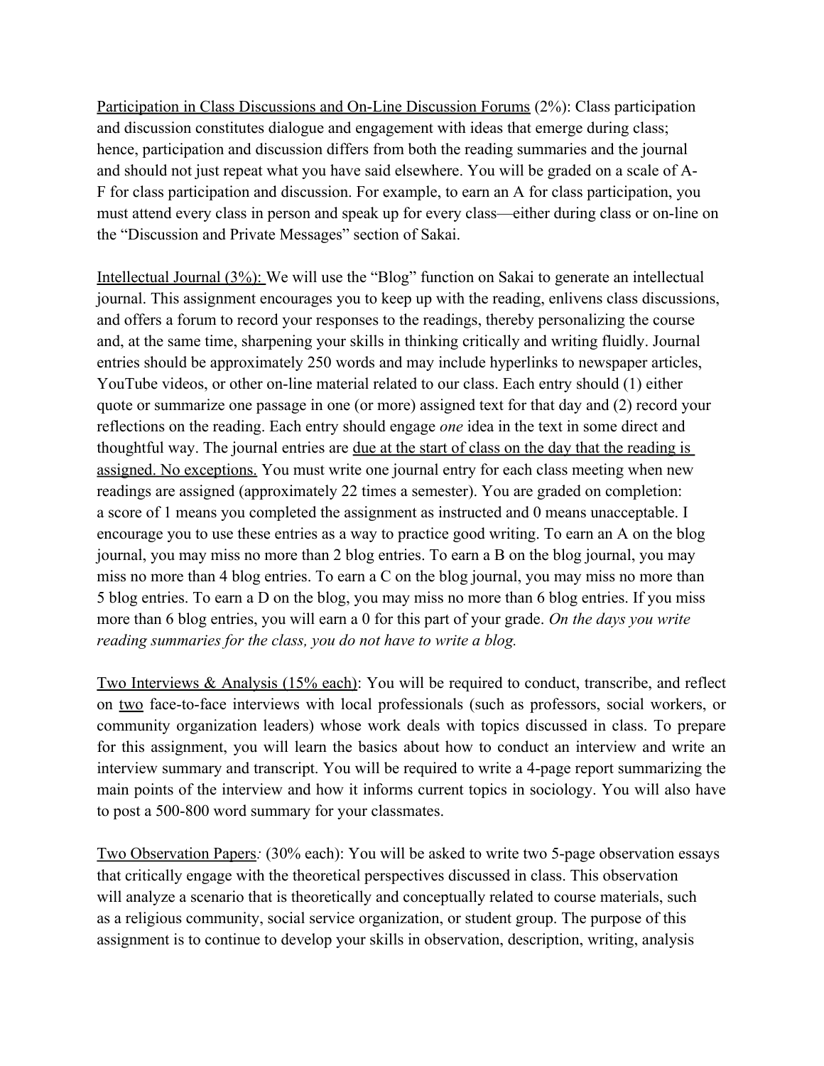<u>Participation in Class Discussions and On-Line Discussion Forums</u> (2%): Class participation and discussion constitutes dialogue and engagement with ideas that emerge during class; hence, participation and discussion differs from both the reading summaries and the journal and should not just repeat what you have said elsewhere. You will be graded on a scale of A-F for class participation and discussion. For example, to earn an A for class participation, you must attend every class in person and speak up for every class—either during class or on-line on the "Discussion and Private Messages" section of Sakai.

<u>Intellectual Journal (3%):</u> We will use the "Blog" function on Sakai to generate an intellectual journal. This assignment encourages you to keep up with the reading, enlivens class discussions, and offers a forum to record your responses to the readings, thereby personalizing the course and, at the same time, sharpening your skills in thinking critically and writing fluidly. Journal entries should be approximately 250 words and may include hyperlinks to newspaper articles, YouTube videos, or other on-line material related to our class. Each entry should (1) either quote or summarize one passage in one (or more) assigned text for that day and (2) record your reflections on the reading. Each entry should engage *one* idea in the text in some direct and thoughtful way. The journal entries are <u>due at the start of class on the day that the reading is assigned. No exceptions.</u> You must write one journal entry for each class meeting when new readings are assigned (approximately 22 times a semester). You are graded on completion: a score of 1 means you completed the assignment as instructed and 0 means unacceptable. I encourage you to use these entries as a way to practice good writing. To earn an A on the blog journal, you may miss no more than 2 blog entries. To earn a B on the blog journal, you may miss no more than 4 blog entries. To earn a C on the blog journal, you may miss no more than 5 blog entries. To earn a D on the blog, you may miss no more than 6 blog entries. If you miss more than 6 blog entries, you will earn a 0 for this part of your grade. *On the days you write reading summaries for the class, you do not have to write a blog.*

<u>Two Interviews & Analysis (15% each)</u>: You will be required to conduct, transcribe, and reflect on <u>two</u> face-to-face interviews with local professionals (such as professors, social workers, or community organization leaders) whose work deals with topics discussed in class. To prepare for this assignment, you will learn the basics about how to conduct an interview and write an interview summary and transcript. You will be required to write a 4-page report summarizing the main points of the interview and how it informs current topics in sociology. You will also have to post a 500-800 word summary for your classmates.

<u>Two Observation Papers</u>*:* (30% each): You will be asked to write two 5-page observation essays that critically engage with the theoretical perspectives discussed in class. This observation will analyze a scenario that is theoretically and conceptually related to course materials, such as a religious community, social service organization, or student group. The purpose of this assignment is to continue to develop your skills in observation, description, writing, analysis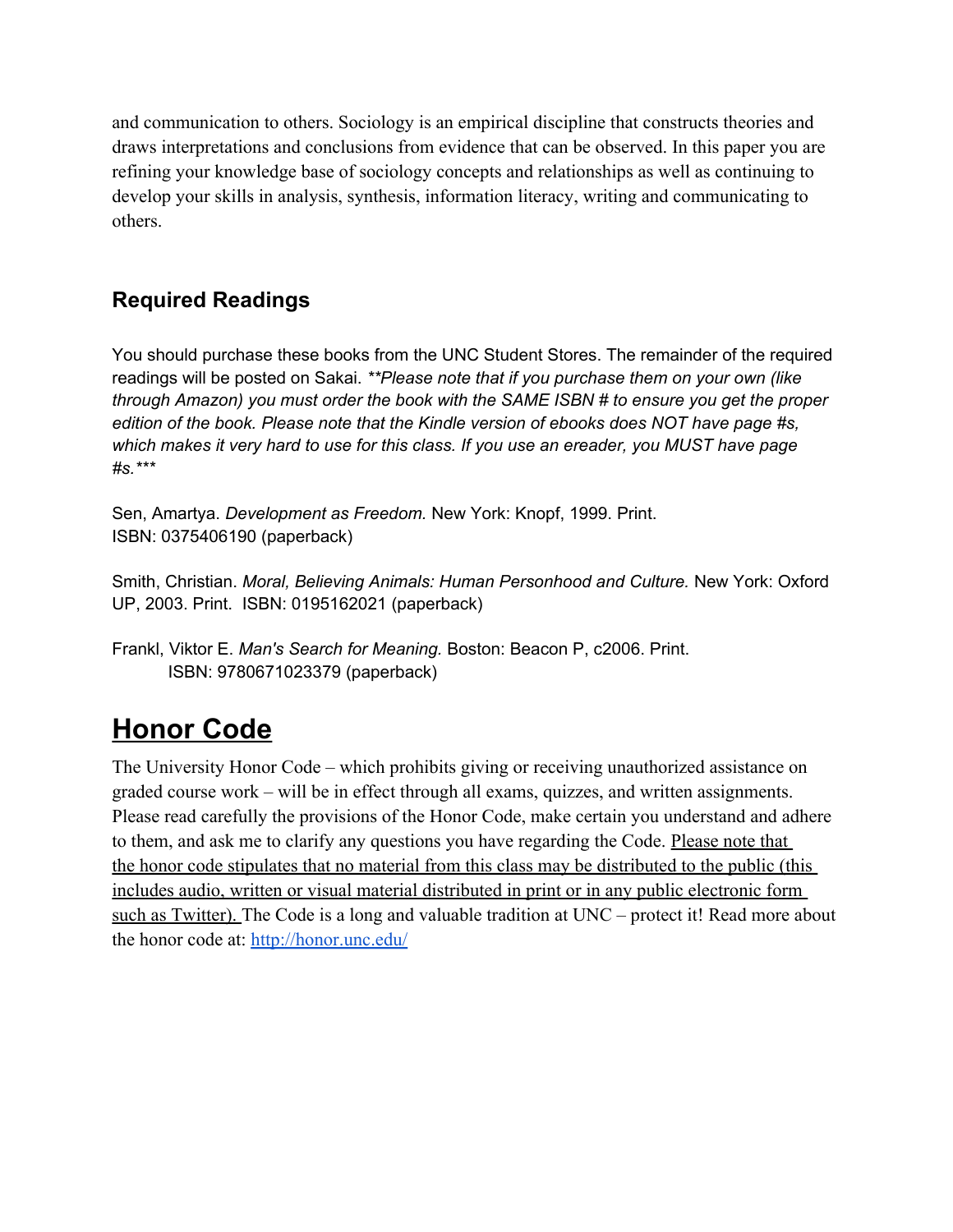and communication to others. Sociology is an empirical discipline that constructs theories and draws interpretations and conclusions from evidence that can be observed. In this paper you are refining your knowledge base of sociology concepts and relationships as well as continuing to develop your skills in analysis, synthesis, information literacy, writing and communicating to others.

## Required Readings

You should purchase these books from the UNC Student Stores. The remainder of the required readings will be posted on Sakai. *\*\*Please note that if you purchase them on your own (like through Amazon) you must order the book with the SAME ISBN # to ensure you get the proper edition of the book. Please note that the Kindle version of ebooks does NOT have page #s, which makes it very hard to use for this class. If you use an ereader, you MUST have page #s.\*\*\**

Sen, Amartya. *Development as Freedom.* New York: Knopf, 1999. Print.
ISBN: 0375406190 (paperback)

Smith, Christian. *Moral, Believing Animals: Human Personhood and Culture.* New York: Oxford UP, 2003. Print. ISBN: 0195162021 (paperback)

Frankl, Viktor E. *Man's Search for Meaning.* Boston: Beacon P, c2006. Print.
ISBN: 9780671023379 (paperback)

# Honor Code

The University Honor Code – which prohibits giving or receiving unauthorized assistance on graded course work – will be in effect through all exams, quizzes, and written assignments. Please read carefully the provisions of the Honor Code, make certain you understand and adhere to them, and ask me to clarify any questions you have regarding the Code. <u>Please note that the honor code stipulates that no material from this class may be distributed to the public (this includes audio, written or visual material distributed in print or in any public electronic form such as Twitter).</u> The Code is a long and valuable tradition at UNC – protect it! Read more about the honor code at: [http://honor.unc.edu/](http://honor.unc.edu/)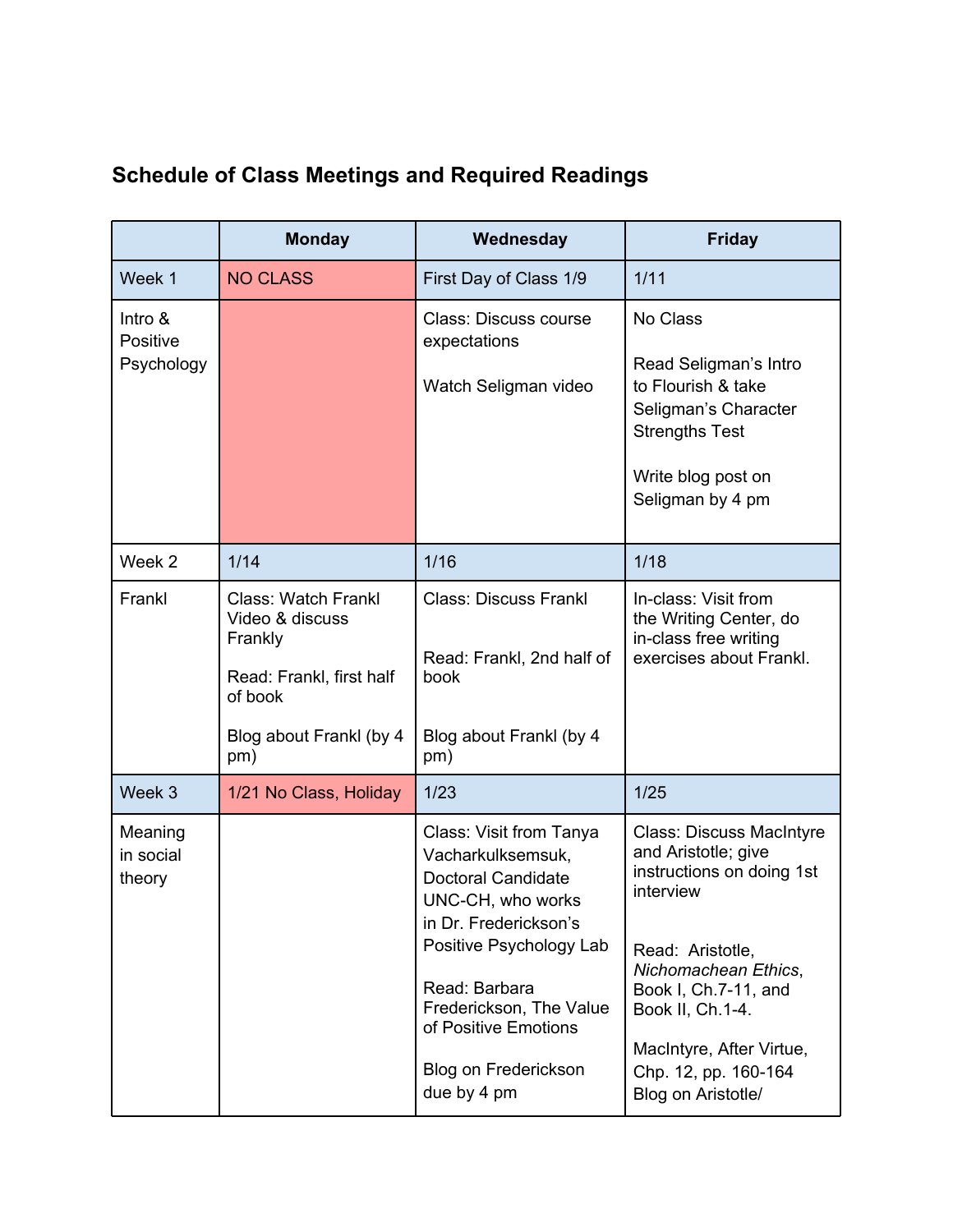## Schedule of Class Meetings and Required Readings

| | Monday | Wednesday | Friday |
|---|---|---|---|
| Week 1 | NO CLASS | First Day of Class 1/9 | 1/11 |
| Intro & Positive Psychology | | Class: Discuss course expectations<br><br>Watch Seligman video | No Class<br><br>Read Seligman's Intro to Flourish & take Seligman's Character Strengths Test<br><br>Write blog post on Seligman by 4 pm |
| Week 2 | 1/14 | 1/16 | 1/18 |
| Frankl | Class: Watch Frankl Video & discuss Frankly<br><br>Read: Frankl, first half of book<br><br>Blog about Frankl (by 4 pm) | Class: Discuss Frankl<br><br>Read: Frankl, 2nd half of book<br><br>Blog about Frankl (by 4 pm) | In-class: Visit from the Writing Center, do in-class free writing exercises about Frankl. |
| Week 3 | 1/21 No Class, Holiday | 1/23 | 1/25 |
| Meaning in social theory | | Class: Visit from Tanya Vacharkulksemsuk, Doctoral Candidate UNC-CH, who works in Dr. Frederickson's Positive Psychology Lab<br><br>Read: Barbara Frederickson, The Value of Positive Emotions<br><br>Blog on Frederickson due by 4 pm | Class: Discuss MacIntyre and Aristotle; give instructions on doing 1st interview<br><br>Read: Aristotle, *Nichomachean Ethics*, Book I, Ch.7-11, and Book II, Ch.1-4.<br><br>MacIntyre, After Virtue, Chp. 12, pp. 160-164<br>Blog on Aristotle/ |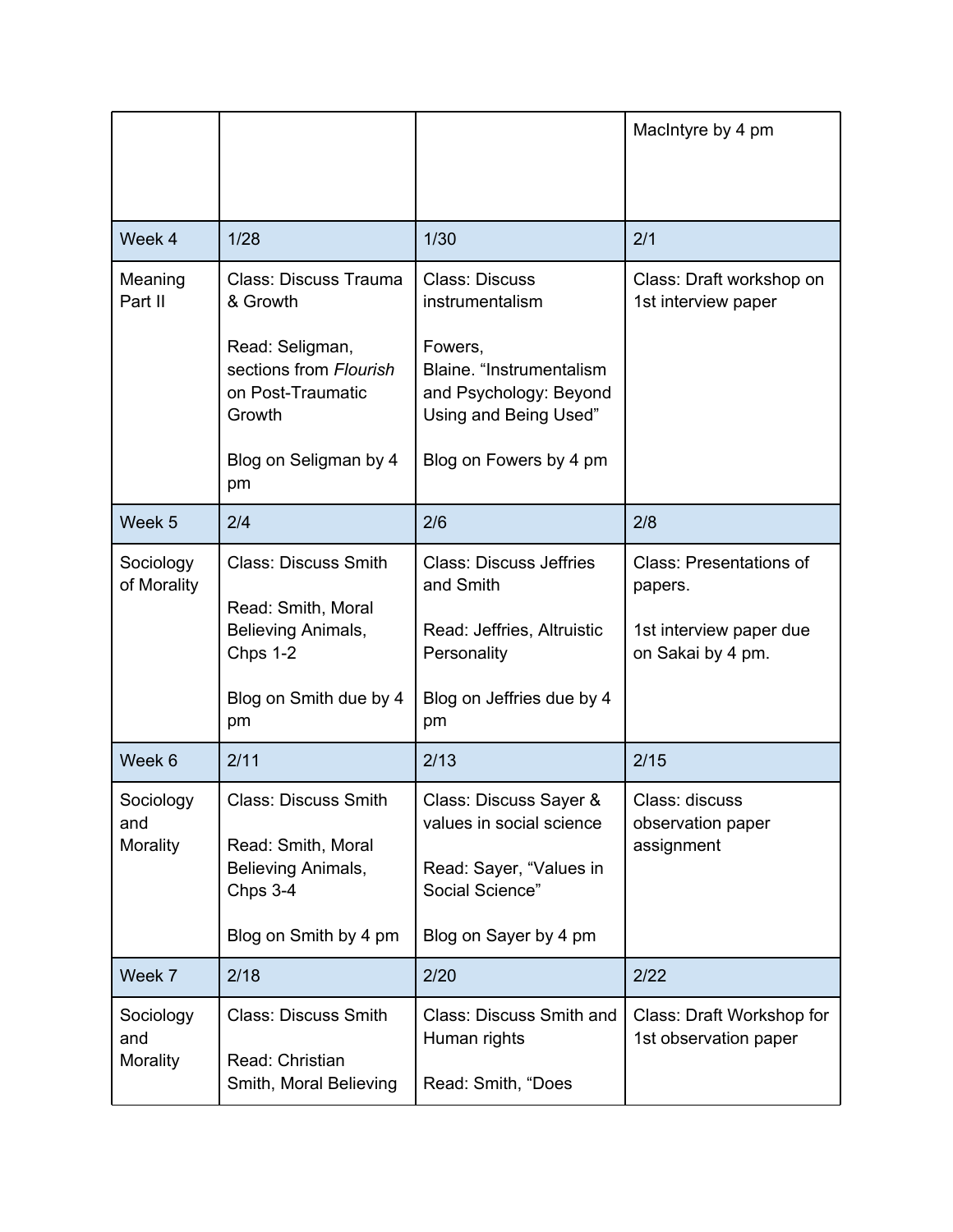| | | | |
|---|---|---|---|
| | | | MacIntyre by 4 pm |
| Week 4 | 1/28 | 1/30 | 2/1 |
| Meaning Part II | Class: Discuss Trauma & Growth<br><br>Read: Seligman, sections from *Flourish* on Post-Traumatic Growth<br><br>Blog on Seligman by 4 pm | Class: Discuss instrumentalism<br><br>Fowers, Blaine. “Instrumentalism and Psychology: Beyond Using and Being Used”<br><br>Blog on Fowers by 4 pm | Class: Draft workshop on 1st interview paper |
| Week 5 | 2/4 | 2/6 | 2/8 |
| Sociology of Morality | Class: Discuss Smith<br><br>Read: Smith, Moral Believing Animals, Chps 1-2<br><br>Blog on Smith due by 4 pm | Class: Discuss Jeffries and Smith<br><br>Read: Jeffries, Altruistic Personality<br><br>Blog on Jeffries due by 4 pm | Class: Presentations of papers.<br><br>1st interview paper due on Sakai by 4 pm. |
| Week 6 | 2/11 | 2/13 | 2/15 |
| Sociology and Morality | Class: Discuss Smith<br><br>Read: Smith, Moral Believing Animals, Chps 3-4<br><br>Blog on Smith by 4 pm | Class: Discuss Sayer & values in social science<br><br>Read: Sayer, “Values in Social Science”<br><br>Blog on Sayer by 4 pm | Class: discuss observation paper assignment |
| Week 7 | 2/18 | 2/20 | 2/22 |
| Sociology and Morality | Class: Discuss Smith<br><br>Read: Christian Smith, Moral Believing | Class: Discuss Smith and Human rights<br><br>Read: Smith, “Does | Class: Draft Workshop for 1st observation paper |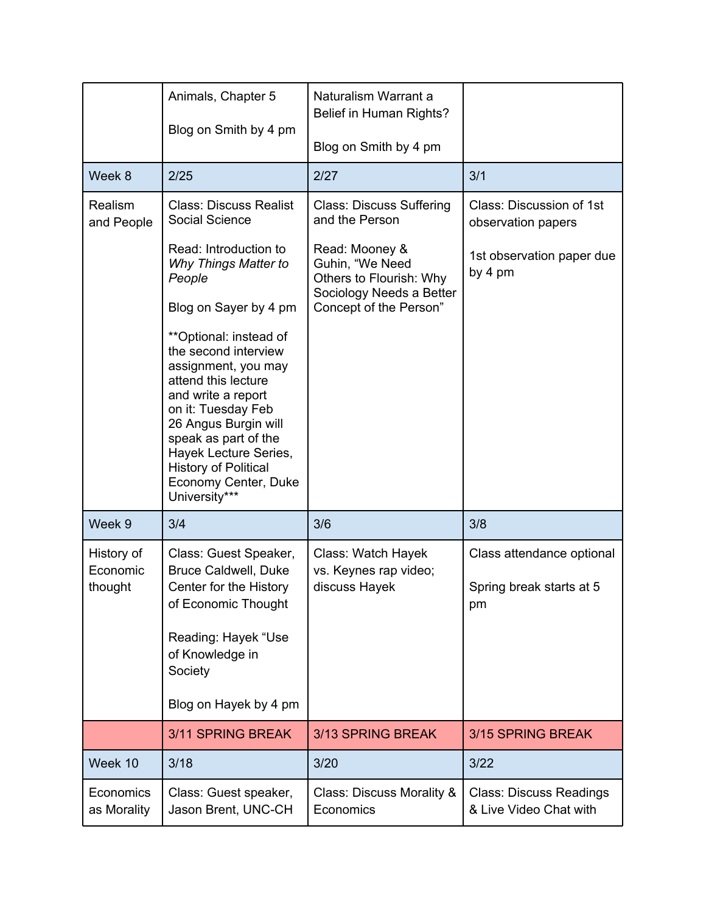|  |  |  |  |
|---|---|---|---|
|  | Animals, Chapter 5<br><br>Blog on Smith by 4 pm | Naturalism Warrant a Belief in Human Rights?<br><br>Blog on Smith by 4 pm |  |
| Week 8 | 2/25 | 2/27 | 3/1 |
| Realism and People | Class: Discuss Realist Social Science<br><br>Read: Introduction to *Why Things Matter to People*<br><br>Blog on Sayer by 4 pm<br><br>**Optional: instead of the second interview assignment, you may attend this lecture and write a report on it: Tuesday Feb 26 Angus Burgin will speak as part of the Hayek Lecture Series, History of Political Economy Center, Duke University*** | Class: Discuss Suffering and the Person<br><br>Read: Mooney & Guhin, "We Need Others to Flourish: Why Sociology Needs a Better Concept of the Person" | Class: Discussion of 1st observation papers<br><br>1st observation paper due by 4 pm |
| Week 9 | 3/4 | 3/6 | 3/8 |
| History of Economic thought | Class: Guest Speaker, Bruce Caldwell, Duke Center for the History of Economic Thought<br><br>Reading: Hayek "Use of Knowledge in Society<br><br>Blog on Hayek by 4 pm | Class: Watch Hayek vs. Keynes rap video; discuss Hayek | Class attendance optional<br><br>Spring break starts at 5 pm |
|  | 3/11 SPRING BREAK | 3/13 SPRING BREAK | 3/15 SPRING BREAK |
| Week 10 | 3/18 | 3/20 | 3/22 |
| Economics as Morality | Class: Guest speaker, Jason Brent, UNC-CH | Class: Discuss Morality & Economics | Class: Discuss Readings & Live Video Chat with |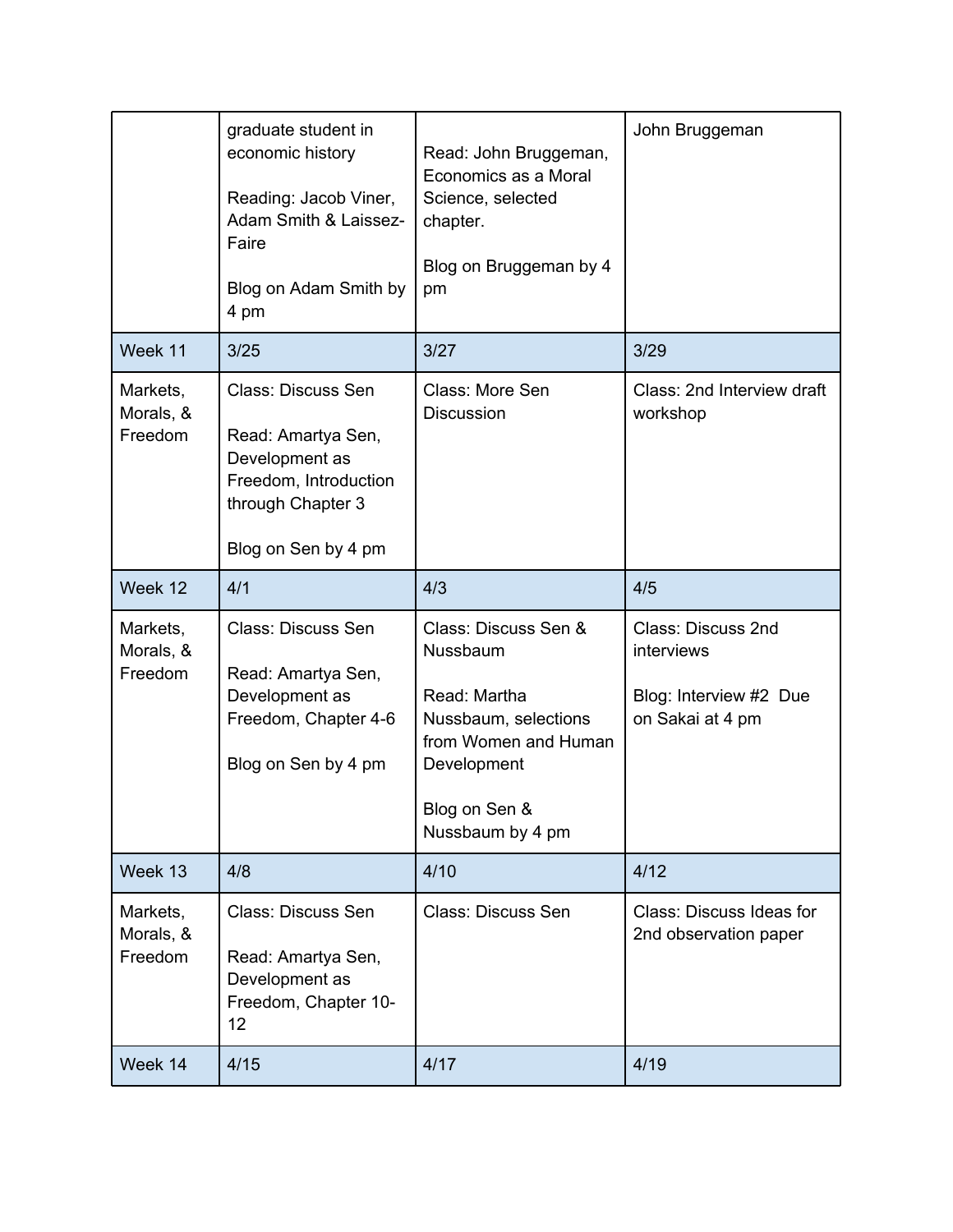| | | | |
|---|---|---|---|
| | graduate student in economic history<br><br>Reading: Jacob Viner, Adam Smith & Laissez-Faire<br><br>Blog on Adam Smith by 4 pm | Read: John Bruggeman, Economics as a Moral Science, selected chapter.<br><br>Blog on Bruggeman by 4 pm | John Bruggeman |
| Week 11 | 3/25 | 3/27 | 3/29 |
| Markets, Morals, & Freedom | Class: Discuss Sen<br><br>Read: Amartya Sen, Development as Freedom, Introduction through Chapter 3<br><br>Blog on Sen by 4 pm | Class: More Sen Discussion | Class: 2nd Interview draft workshop |
| Week 12 | 4/1 | 4/3 | 4/5 |
| Markets, Morals, & Freedom | Class: Discuss Sen<br><br>Read: Amartya Sen, Development as Freedom, Chapter 4-6<br><br>Blog on Sen by 4 pm | Class: Discuss Sen & Nussbaum<br><br>Read: Martha Nussbaum, selections from Women and Human Development<br><br>Blog on Sen & Nussbaum by 4 pm | Class: Discuss 2nd interviews<br><br>Blog: Interview #2 Due on Sakai at 4 pm |
| Week 13 | 4/8 | 4/10 | 4/12 |
| Markets, Morals, & Freedom | Class: Discuss Sen<br><br>Read: Amartya Sen, Development as Freedom, Chapter 10-12 | Class: Discuss Sen | Class: Discuss Ideas for 2nd observation paper |
| Week 14 | 4/15 | 4/17 | 4/19 |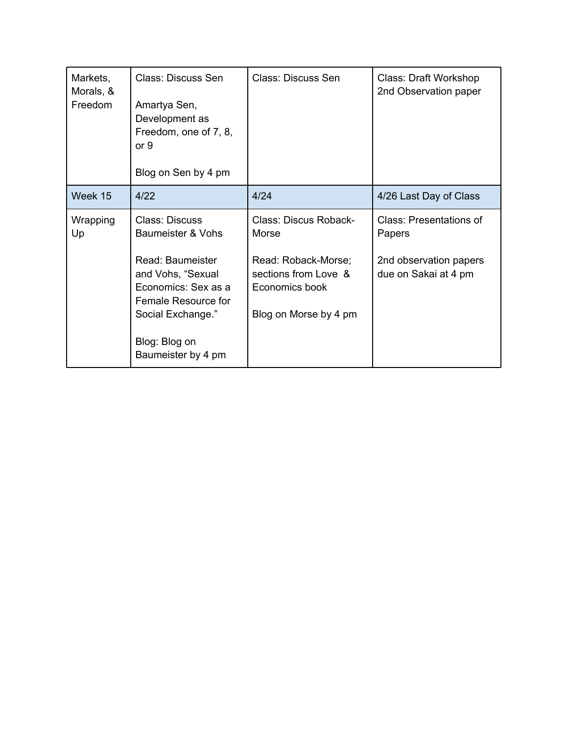| | | | |
|---|---|---|---|
| Markets, Morals, & Freedom | Class: Discuss Sen<br><br>Amartya Sen, Development as Freedom, one of 7, 8, or 9<br><br>Blog on Sen by 4 pm | Class: Discuss Sen | Class: Draft Workshop 2nd Observation paper |
| Week 15 | 4/22 | 4/24 | 4/26 Last Day of Class |
| Wrapping Up | Class: Discuss Baumeister & Vohs<br><br>Read: Baumeister and Vohs, "Sexual Economics: Sex as a Female Resource for Social Exchange."<br><br>Blog: Blog on Baumeister by 4 pm | Class: Discus Roback-Morse<br><br>Read: Roback-Morse; sections from Love & Economics book<br><br>Blog on Morse by 4 pm | Class: Presentations of Papers<br><br>2nd observation papers due on Sakai at 4 pm |